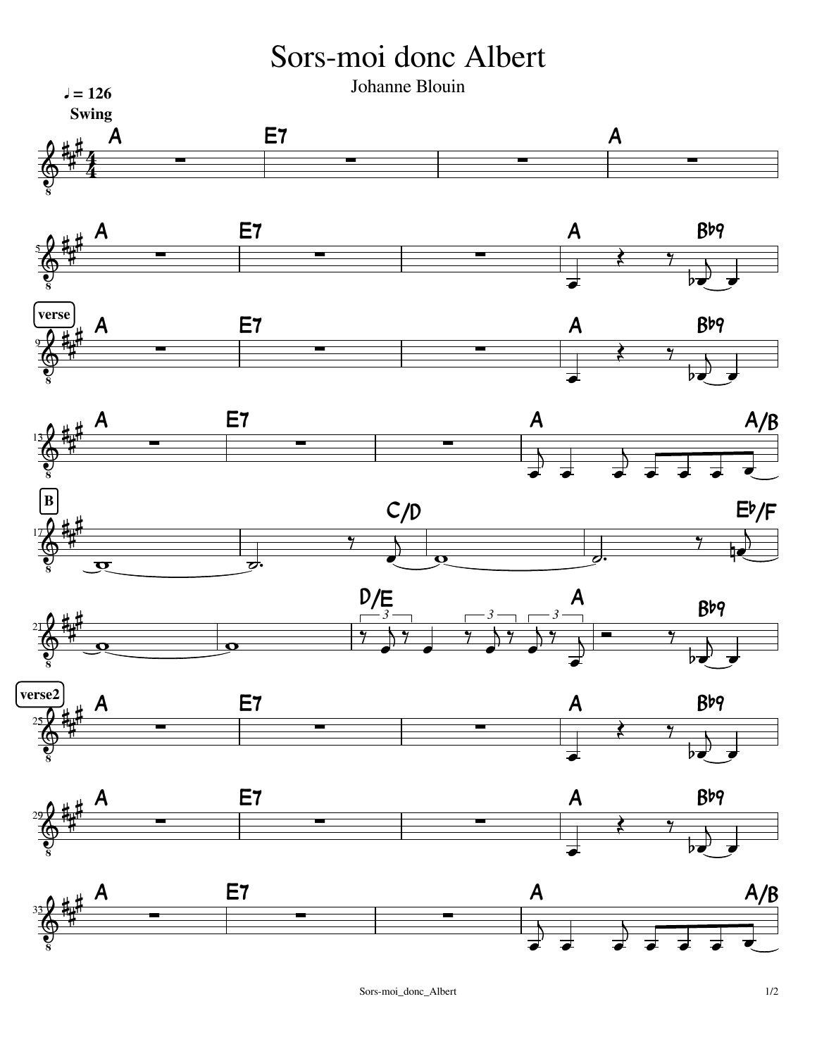# Sors-moi donc Albert

Johanne Blouin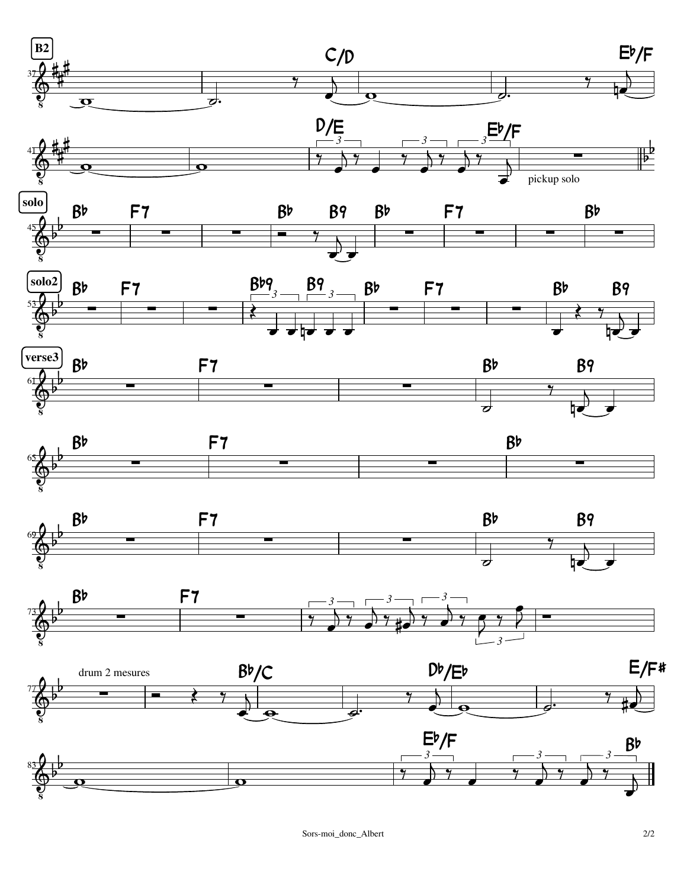**B2**

C/D

Eb/F

D/E

Eb/F

pickup solo

**solo**

Bb F7 Bb B9 Bb F7 Bb

**solo2**

Bb F7 Bb♭9 B9 Bb F7 Bb B9

**verse3**

Bb F7 Bb B9

Bb F7 Bb

Bb F7 Bb B9

Bb F7

drum 2 mesures

Bb/C

Db/Eb

E/F#

Eb/F

Bb